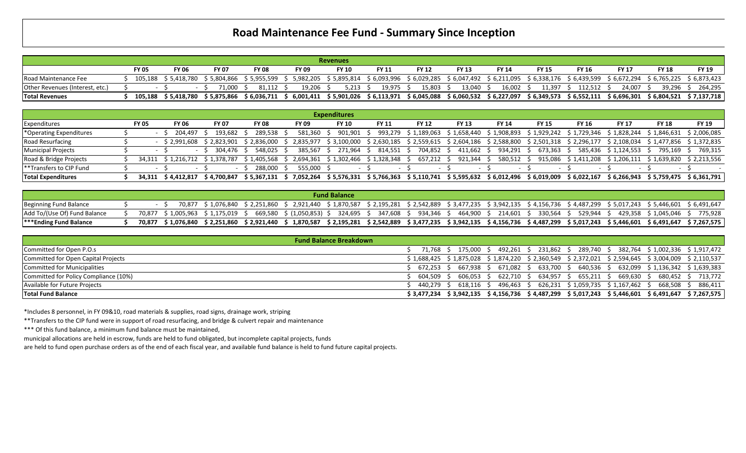# Road Maintenance Fee Fund - Summary Since Inception

| Revenues | FY 05 | FY 06 | FY 07 | FY 08 | FY 09 | FY 10 | FY 11 | FY 12 | FY 13 | FY 14 | FY 15 | FY 16 | FY 17 | FY 18 | FY 19 |
|---|---|---|---|---|---|---|---|---|---|---|---|---|---|---|---|
| Road Maintenance Fee | $ 105,188 | $ 5,418,780 | $ 5,804,866 | $ 5,955,599 | $ 5,982,205 | $ 5,895,814 | $ 6,093,996 | $ 6,029,285 | $ 6,047,492 | $ 6,211,095 | $ 6,338,176 | $ 6,439,599 | $ 6,672,294 | $ 6,765,225 | $ 6,873,423 |
| Other Revenues (Interest, etc.) | $ - | $ - | $ 71,000 | $ 81,112 | $ 19,206 | $ 5,213 | $ 19,975 | $ 15,803 | $ 13,040 | $ 16,002 | $ 11,397 | $ 112,512 | $ 24,007 | $ 39,296 | $ 264,295 |
| **Total Revenues** | **$ 105,188** | **$ 5,418,780** | **$ 5,875,866** | **$ 6,036,711** | **$ 6,001,411** | **$ 5,901,026** | **$ 6,113,971** | **$ 6,045,088** | **$ 6,060,532** | **$ 6,227,097** | **$ 6,349,573** | **$ 6,552,111** | **$ 6,696,301** | **$ 6,804,521** | **$ 7,137,718** |

| Expenditures | FY 05 | FY 06 | FY 07 | FY 08 | FY 09 | FY 10 | FY 11 | FY 12 | FY 13 | FY 14 | FY 15 | FY 16 | FY 17 | FY 18 | FY 19 |
|---|---|---|---|---|---|---|---|---|---|---|---|---|---|---|---|
| *Operating Expenditures | $ - | $ 204,497 | $ 193,682 | $ 289,538 | $ 581,360 | $ 901,901 | $ 993,279 | $ 1,189,063 | $ 1,658,440 | $ 1,908,893 | $ 1,929,242 | $ 1,729,346 | $ 1,828,244 | $ 1,846,631 | $ 2,006,085 |
| Road Resurfacing | - | $ 2,991,608 | $ 2,823,901 | $ 2,836,000 | $ 2,835,977 | $ 3,100,000 | $ 2,630,185 | $ 2,559,615 | $ 2,604,186 | $ 2,588,800 | $ 2,501,318 | $ 2,296,177 | $ 2,108,034 | $ 1,477,856 | $ 1,372,835 |
| Municipal Projects | $ - | $ - | $ 304,476 | $ 548,025 | $ 385,567 | $ 271,964 | $ 814,551 | $ 704,852 | $ 411,662 | $ 934,291 | $ 673,363 | $ 585,436 | $ 1,124,553 | $ 795,169 | $ 769,315 |
| Road & Bridge Projects | $ 34,311 | $ 1,216,712 | $ 1,378,787 | $ 1,405,568 | $ 2,694,361 | $ 1,302,466 | $ 1,328,348 | $ 657,212 | $ 921,344 | $ 580,512 | $ 915,086 | $ 1,411,208 | $ 1,206,111 | $ 1,639,820 | $ 2,213,556 |
| **Transfers to CIP Fund | $ - | $ - | $ - | $ 288,000 | $ 555,000 | $ - | $ - | $ - | $ - | $ - | $ - | $ - | $ - | $ - | $ - |
| **Total Expenditures** | **$ 34,311** | **$ 4,412,817** | **$ 4,700,847** | **$ 5,367,131** | **$ 7,052,264** | **$ 5,576,331** | **$ 5,766,363** | **$ 5,110,741** | **$ 5,595,632** | **$ 6,012,496** | **$ 6,019,009** | **$ 6,022,167** | **$ 6,266,943** | **$ 5,759,475** | **$ 6,361,791** |

| Fund Balance | FY 05 | FY 06 | FY 07 | FY 08 | FY 09 | FY 10 | FY 11 | FY 12 | FY 13 | FY 14 | FY 15 | FY 16 | FY 17 | FY 18 | FY 19 |
|---|---|---|---|---|---|---|---|---|---|---|---|---|---|---|---|
| Beginning Fund Balance | $ - | $ 70,877 | $ 1,076,840 | $ 2,251,860 | $ 2,921,440 | $ 1,870,587 | $ 2,195,281 | $ 2,542,889 | $ 3,477,235 | $ 3,942,135 | $ 4,156,736 | $ 4,487,299 | $ 5,017,243 | $ 5,446,601 | $ 6,491,647 |
| Add To/(Use Of) Fund Balance | $ 70,877 | $ 1,005,963 | $ 1,175,019 | $ 669,580 | $ (1,050,853) | $ 324,695 | $ 347,608 | $ 934,346 | $ 464,900 | $ 214,601 | $ 330,564 | $ 529,944 | $ 429,358 | $ 1,045,046 | $ 775,928 |
| ***Ending Fund Balance** | **$ 70,877** | **$ 1,076,840** | **$ 2,251,860** | **$ 2,921,440** | **$ 1,870,587** | **$ 2,195,281** | **$ 2,542,889** | **$ 3,477,235** | **$ 3,942,135** | **$ 4,156,736** | **$ 4,487,299** | **$ 5,017,243** | **$ 5,446,601** | **$ 6,491,647** | **$ 7,267,575** |

| Fund Balance Breakdown | FY 12 | FY 13 | FY 14 | FY 15 | FY 16 | FY 17 | FY 18 | FY 19 |
|---|---|---|---|---|---|---|---|---|
| Committed for Open P.O.s | $ 71,768 | $ 175,000 | $ 492,261 | $ 231,862 | $ 289,740 | $ 382,764 | $ 1,002,336 | $ 1,917,472 |
| Committed for Open Capital Projects | $ 1,688,425 | $ 1,875,028 | $ 1,874,220 | $ 2,360,549 | $ 2,372,021 | $ 2,594,645 | $ 3,004,009 | $ 2,110,537 |
| Committed for Municipalities | $ 672,253 | $ 667,938 | $ 671,082 | $ 633,700 | $ 640,536 | $ 632,099 | $ 1,136,342 | $ 1,639,383 |
| Committed for Policy Compliance (10%) | $ 604,509 | $ 606,053 | $ 622,710 | $ 634,957 | $ 655,211 | $ 669,630 | $ 680,452 | $ 713,772 |
| Available for Future Projects | $ 440,279 | $ 618,116 | $ 496,463 | $ 626,231 | $ 1,059,735 | $ 1,167,462 | $ 668,508 | $ 886,411 |
| **Total Fund Balance** | **$ 3,477,234** | **$ 3,942,135** | **$ 4,156,736** | **$ 4,487,299** | **$ 5,017,243** | **$ 5,446,601** | **$ 6,491,647** | **$ 7,267,575** |

*Includes 8 personnel, in FY 09&10, road materials & supplies, road signs, drainage work, striping

**Transfers to the CIP fund were in support of road resurfacing, and bridge & culvert repair and maintenance

*** Of this fund balance, a minimum fund balance must be maintained,

municipal allocations are held in escrow, funds are held to fund obligated, but incomplete capital projects, funds

are held to fund open purchase orders as of the end of each fiscal year, and available fund balance is held to fund future capital projects.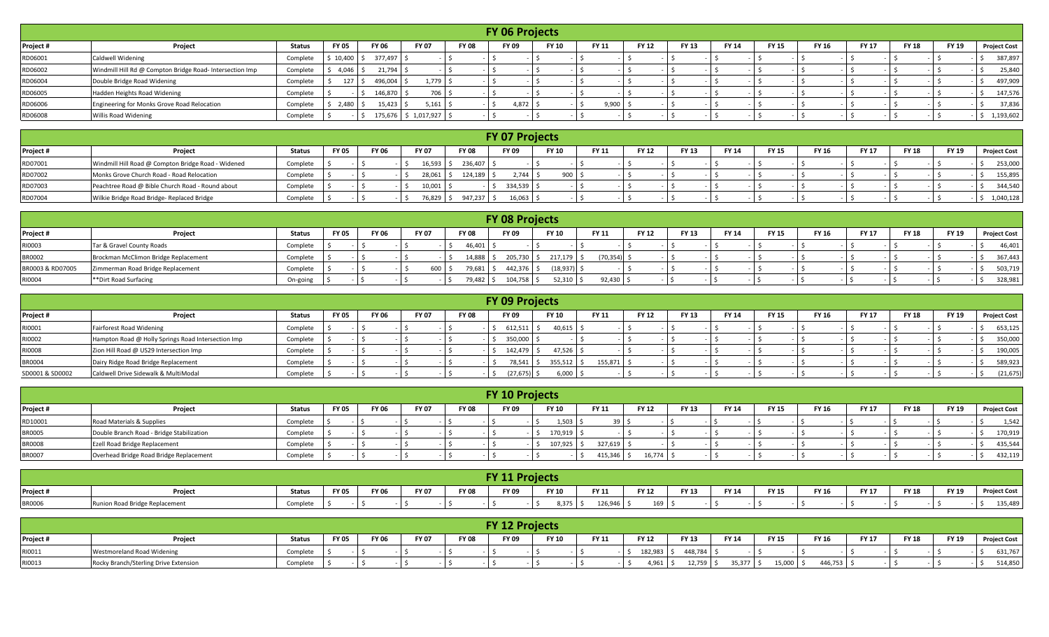## FY 06 Projects

| Project # | Project | Status | FY 05 | FY 06 | FY 07 | FY 08 | FY 09 | FY 10 | FY 11 | FY 12 | FY 13 | FY 14 | FY 15 | FY 16 | FY 17 | FY 18 | FY 19 | Project Cost |
|---|---|---|---|---|---|---|---|---|---|---|---|---|---|---|---|---|---|---|
| RD06001 | Caldwell Widening | Complete | $ 10,400 | $ 377,497 | $ - | $ - | $ - | $ - | $ - | $ - | $ - | $ - | $ - | $ - | $ - | $ - | $ - | $ 387,897 |
| RD06002 | Windmill Hill Rd @ Compton Bridge Road- Intersection Imp | Complete | $ 4,046 | $ 21,794 | $ - | $ - | $ - | $ - | $ - | $ - | $ - | $ - | $ - | $ - | $ - | $ - | $ - | $ 25,840 |
| RD06004 | Double Bridge Road Widening | Complete | $ 127 | $ 496,004 | $ 1,779 | $ - | $ - | $ - | $ - | $ - | $ - | $ - | $ - | $ - | $ - | $ - | $ - | $ 497,909 |
| RD06005 | Hadden Heights Road Widening | Complete | $ - | $ 146,870 | $ 706 | $ - | $ - | $ - | $ - | $ - | $ - | $ - | $ - | $ - | $ - | $ - | $ - | $ 147,576 |
| RD06006 | Engineering for Monks Grove Road Relocation | Complete | $ 2,480 | $ 15,423 | $ 5,161 | $ - | $ 4,872 | $ - | $ 9,900 | $ - | $ - | $ - | $ - | $ - | $ - | $ - | $ - | $ 37,836 |
| RD06008 | Willis Road Widening | Complete | $ - | $ 175,676 | $ 1,017,927 | $ - | $ - | $ - | $ - | $ - | $ - | $ - | $ - | $ - | $ - | $ - | $ - | $ 1,193,602 |

## FY 07 Projects

| Project # | Project | Status | FY 05 | FY 06 | FY 07 | FY 08 | FY 09 | FY 10 | FY 11 | FY 12 | FY 13 | FY 14 | FY 15 | FY 16 | FY 17 | FY 18 | FY 19 | Project Cost |
|---|---|---|---|---|---|---|---|---|---|---|---|---|---|---|---|---|---|---|
| RD07001 | Windmill Hill Road @ Compton Bridge Road - Widened | Complete | $ - | $ - | $ 16,593 | $ 236,407 | $ - | $ - | $ - | $ - | $ - | $ - | $ - | $ - | $ - | $ - | $ - | $ 253,000 |
| RD07002 | Monks Grove Church Road - Road Relocation | Complete | $ - | $ - | $ 28,061 | $ 124,189 | $ 2,744 | $ 900 | $ - | $ - | $ - | $ - | $ - | $ - | $ - | $ - | $ - | $ 155,895 |
| RD07003 | Peachtree Road @ Bible Church Road - Round about | Complete | $ - | $ - | $ 10,001 | $ - | $ 334,539 | $ - | $ - | $ - | $ - | $ - | $ - | $ - | $ - | $ - | $ - | $ 344,540 |
| RD07004 | Wilkie Bridge Road Bridge- Replaced Bridge | Complete | $ - | $ - | $ 76,829 | $ 947,237 | $ 16,063 | $ - | $ - | $ - | $ - | $ - | $ - | $ - | $ - | $ - | $ - | $ 1,040,128 |

## FY 08 Projects

| Project # | Project | Status | FY 05 | FY 06 | FY 07 | FY 08 | FY 09 | FY 10 | FY 11 | FY 12 | FY 13 | FY 14 | FY 15 | FY 16 | FY 17 | FY 18 | FY 19 | Project Cost |
|---|---|---|---|---|---|---|---|---|---|---|---|---|---|---|---|---|---|---|
| RI0003 | Tar & Gravel County Roads | Complete | $ - | $ - | $ - | $ 46,401 | $ - | $ - | $ - | $ - | $ - | $ - | $ - | $ - | $ - | $ - | $ - | $ 46,401 |
| BR0002 | Brockman McClimon Bridge Replacement | Complete | $ - | $ - | $ - | $ 14,888 | $ 205,730 | $ 217,179 | $ (70,354) | $ - | $ - | $ - | $ - | $ - | $ - | $ - | $ - | $ 367,443 |
| BR0003 & RD07005 | Zimmerman Road Bridge Replacement | Complete | $ - | $ - | $ 600 | $ 79,681 | $ 442,376 | $ (18,937) | $ - | $ - | $ - | $ - | $ - | $ - | $ - | $ - | $ - | $ 503,719 |
| RI0004 | **Dirt Road Surfacing | On-going | $ - | $ - | $ - | $ 79,482 | $ 104,758 | $ 52,310 | $ 92,430 | $ - | $ - | $ - | $ - | $ - | $ - | $ - | $ - | $ 328,981 |

## FY 09 Projects

| Project # | Project | Status | FY 05 | FY 06 | FY 07 | FY 08 | FY 09 | FY 10 | FY 11 | FY 12 | FY 13 | FY 14 | FY 15 | FY 16 | FY 17 | FY 18 | FY 19 | Project Cost |
|---|---|---|---|---|---|---|---|---|---|---|---|---|---|---|---|---|---|---|
| RI0001 | Fairforest Road Widening | Complete | $ - | $ - | $ - | $ - | $ 612,511 | $ 40,615 | $ - | $ - | $ - | $ - | $ - | $ - | $ - | $ - | $ - | $ 653,125 |
| RI0002 | Hampton Road @ Holly Springs Road Intersection Imp | Complete | $ - | $ - | $ - | $ - | $ 350,000 | $ - | $ - | $ - | $ - | $ - | $ - | $ - | $ - | $ - | $ - | $ 350,000 |
| RI0008 | Zion Hill Road @ US29 Intersection Imp | Complete | $ - | $ - | $ - | $ - | $ 142,479 | $ 47,526 | $ - | $ - | $ - | $ - | $ - | $ - | $ - | $ - | $ - | $ 190,005 |
| BR0004 | Dairy Ridge Road Bridge Replacement | Complete | $ - | $ - | $ - | $ - | $ 78,541 | $ 355,512 | $ 155,871 | $ - | $ - | $ - | $ - | $ - | $ - | $ - | $ - | $ 589,923 |
| SD0001 & SD0002 | Caldwell Drive Sidewalk & MultiModal | Complete | $ - | $ - | $ - | $ - | $ (27,675) | $ 6,000 | $ - | $ - | $ - | $ - | $ - | $ - | $ - | $ - | $ - | $ (21,675) |

## FY 10 Projects

| Project # | Project | Status | FY 05 | FY 06 | FY 07 | FY 08 | FY 09 | FY 10 | FY 11 | FY 12 | FY 13 | FY 14 | FY 15 | FY 16 | FY 17 | FY 18 | FY 19 | Project Cost |
|---|---|---|---|---|---|---|---|---|---|---|---|---|---|---|---|---|---|---|
| RD10001 | Road Materials & Supplies | Complete | $ - | $ - | $ - | $ - | $ - | $ 1,503 | $ 39 | $ - | $ - | $ - | $ - | $ - | $ - | $ - | $ - | $ 1,542 |
| BR0005 | Double Branch Road - Bridge Stabilization | Complete | $ - | $ - | $ - | $ - | $ - | $ 170,919 | $ - | $ - | $ - | $ - | $ - | $ - | $ - | $ - | $ - | $ 170,919 |
| BR0008 | Ezell Road Bridge Replacement | Complete | $ - | $ - | $ - | $ - | $ - | $ 107,925 | $ 327,619 | $ - | $ - | $ - | $ - | $ - | $ - | $ - | $ - | $ 435,544 |
| BR0007 | Overhead Bridge Road Bridge Replacement | Complete | $ - | $ - | $ - | $ - | $ - | $ - | $ 415,346 | $ 16,774 | $ - | $ - | $ - | $ - | $ - | $ - | $ - | $ 432,119 |

## FY 11 Projects

| Project # | Project | Status | FY 05 | FY 06 | FY 07 | FY 08 | FY 09 | FY 10 | FY 11 | FY 12 | FY 13 | FY 14 | FY 15 | FY 16 | FY 17 | FY 18 | FY 19 | Project Cost |
|---|---|---|---|---|---|---|---|---|---|---|---|---|---|---|---|---|---|---|
| BR0006 | Runion Road Bridge Replacement | Complete | $ - | $ - | $ - | $ - | $ - | $ 8,375 | $ 126,946 | $ 169 | $ - | $ - | $ - | $ - | $ - | $ - | $ - | $ 135,489 |

## FY 12 Projects

| Project # | Project | Status | FY 05 | FY 06 | FY 07 | FY 08 | FY 09 | FY 10 | FY 11 | FY 12 | FY 13 | FY 14 | FY 15 | FY 16 | FY 17 | FY 18 | FY 19 | Project Cost |
|---|---|---|---|---|---|---|---|---|---|---|---|---|---|---|---|---|---|---|
| RI0011 | Westmoreland Road Widening | Complete | $ - | $ - | $ - | $ - | $ - | $ - | $ - | $ 182,983 | $ 448,784 | $ - | $ - | $ - | $ - | $ - | $ - | $ 631,767 |
| RI0013 | Rocky Branch/Sterling Drive Extension | Complete | $ - | $ - | $ - | $ - | $ - | $ - | $ - | $ 4,961 | $ 12,759 | $ 35,377 | $ 15,000 | $ 446,753 | $ - | $ - | $ - | $ 514,850 |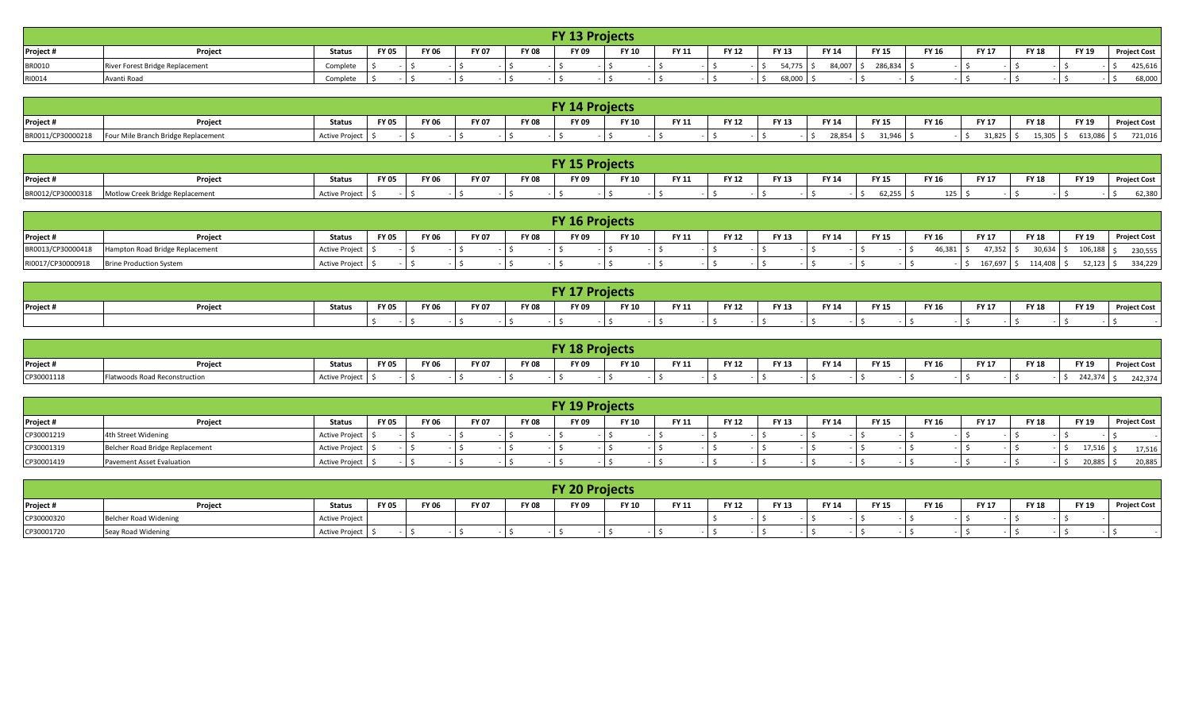## FY 13 Projects

| Project # | Project | Status | FY 05 | FY 06 | FY 07 | FY 08 | FY 09 | FY 10 | FY 11 | FY 12 | FY 13 | FY 14 | FY 15 | FY 16 | FY 17 | FY 18 | FY 19 | Project Cost |
|---|---|---|---|---|---|---|---|---|---|---|---|---|---|---|---|---|---|---|
| BR0010 | River Forest Bridge Replacement | Complete | $ - | $ - | $ - | $ - | $ - | $ - | $ - | $ - | $ 54,775 | $ 84,007 | $ 286,834 | $ - | $ - | $ - | $ - | $ 425,616 |
| RI0014 | Avanti Road | Complete | $ - | $ - | $ - | $ - | $ - | $ - | $ - | $ - | $ 68,000 | $ - | $ - | $ - | $ - | $ - | $ - | $ 68,000 |

## FY 14 Projects

| Project # | Project | Status | FY 05 | FY 06 | FY 07 | FY 08 | FY 09 | FY 10 | FY 11 | FY 12 | FY 13 | FY 14 | FY 15 | FY 16 | FY 17 | FY 18 | FY 19 | Project Cost |
|---|---|---|---|---|---|---|---|---|---|---|---|---|---|---|---|---|---|---|
| BR0011/CP30000218 | Four Mile Branch Bridge Replacement | Active Project | $ - | $ - | $ - | $ - | $ - | $ - | $ - | $ - | $ - | $ 28,854 | $ 31,946 | $ - | $ 31,825 | $ 15,305 | $ 613,086 | $ 721,016 |

## FY 15 Projects

| Project # | Project | Status | FY 05 | FY 06 | FY 07 | FY 08 | FY 09 | FY 10 | FY 11 | FY 12 | FY 13 | FY 14 | FY 15 | FY 16 | FY 17 | FY 18 | FY 19 | Project Cost |
|---|---|---|---|---|---|---|---|---|---|---|---|---|---|---|---|---|---|---|
| BR0012/CP30000318 | Motlow Creek Bridge Replacement | Active Project | $ - | $ - | $ - | $ - | $ - | $ - | $ - | $ - | $ - | $ - | $ 62,255 | $ 125 | $ - | $ - | $ - | $ 62,380 |

## FY 16 Projects

| Project # | Project | Status | FY 05 | FY 06 | FY 07 | FY 08 | FY 09 | FY 10 | FY 11 | FY 12 | FY 13 | FY 14 | FY 15 | FY 16 | FY 17 | FY 18 | FY 19 | Project Cost |
|---|---|---|---|---|---|---|---|---|---|---|---|---|---|---|---|---|---|---|
| BR0013/CP30000418 | Hampton Road Bridge Replacement | Active Project | $ - | $ - | $ - | $ - | $ - | $ - | $ - | $ - | $ - | $ - | $ - | $ 46,381 | $ 47,352 | $ 30,634 | $ 106,188 | $ 230,555 |
| RI0017/CP30000918 | Brine Production System | Active Project | $ - | $ - | $ - | $ - | $ - | $ - | $ - | $ - | $ - | $ - | $ - | $ - | $ 167,697 | $ 114,408 | $ 52,123 | $ 334,229 |

## FY 17 Projects

| Project # | Project | Status | FY 05 | FY 06 | FY 07 | FY 08 | FY 09 | FY 10 | FY 11 | FY 12 | FY 13 | FY 14 | FY 15 | FY 16 | FY 17 | FY 18 | FY 19 | Project Cost |
|---|---|---|---|---|---|---|---|---|---|---|---|---|---|---|---|---|---|---|
| | | | $ - | $ - | $ - | $ - | $ - | $ - | $ - | $ - | $ - | $ - | $ - | $ - | $ - | $ - | $ - | $ - |

## FY 18 Projects

| Project # | Project | Status | FY 05 | FY 06 | FY 07 | FY 08 | FY 09 | FY 10 | FY 11 | FY 12 | FY 13 | FY 14 | FY 15 | FY 16 | FY 17 | FY 18 | FY 19 | Project Cost |
|---|---|---|---|---|---|---|---|---|---|---|---|---|---|---|---|---|---|---|
| CP30001118 | Flatwoods Road Reconstruction | Active Project | $ - | $ - | $ - | $ - | $ - | $ - | $ - | $ - | $ - | $ - | $ - | $ - | $ - | $ - | $ 242,374 | $ 242,374 |

## FY 19 Projects

| Project # | Project | Status | FY 05 | FY 06 | FY 07 | FY 08 | FY 09 | FY 10 | FY 11 | FY 12 | FY 13 | FY 14 | FY 15 | FY 16 | FY 17 | FY 18 | FY 19 | Project Cost |
|---|---|---|---|---|---|---|---|---|---|---|---|---|---|---|---|---|---|---|
| CP30001219 | 4th Street Widening | Active Project | $ - | $ - | $ - | $ - | $ - | $ - | $ - | $ - | $ - | $ - | $ - | $ - | $ - | $ - | $ - | $ - |
| CP30001319 | Belcher Road Bridge Replacement | Active Project | $ - | $ - | $ - | $ - | $ - | $ - | $ - | $ - | $ - | $ - | $ - | $ - | $ - | $ - | $ 17,516 | $ 17,516 |
| CP30001419 | Pavement Asset Evaluation | Active Project | $ - | $ - | $ - | $ - | $ - | $ - | $ - | $ - | $ - | $ - | $ - | $ - | $ - | $ - | $ 20,885 | $ 20,885 |

## FY 20 Projects

| Project # | Project | Status | FY 05 | FY 06 | FY 07 | FY 08 | FY 09 | FY 10 | FY 11 | FY 12 | FY 13 | FY 14 | FY 15 | FY 16 | FY 17 | FY 18 | FY 19 | Project Cost |
|---|---|---|---|---|---|---|---|---|---|---|---|---|---|---|---|---|---|---|
| CP30000320 | Belcher Road Widening | Active Project | | | | | | | | $ - | $ - | $ - | $ - | $ - | $ - | $ - | $ - | |
| CP30001720 | Seay Road Widening | Active Project | $ - | $ - | $ - | $ - | $ - | $ - | $ - | $ - | $ - | $ - | $ - | $ - | $ - | $ - | $ - | $ - |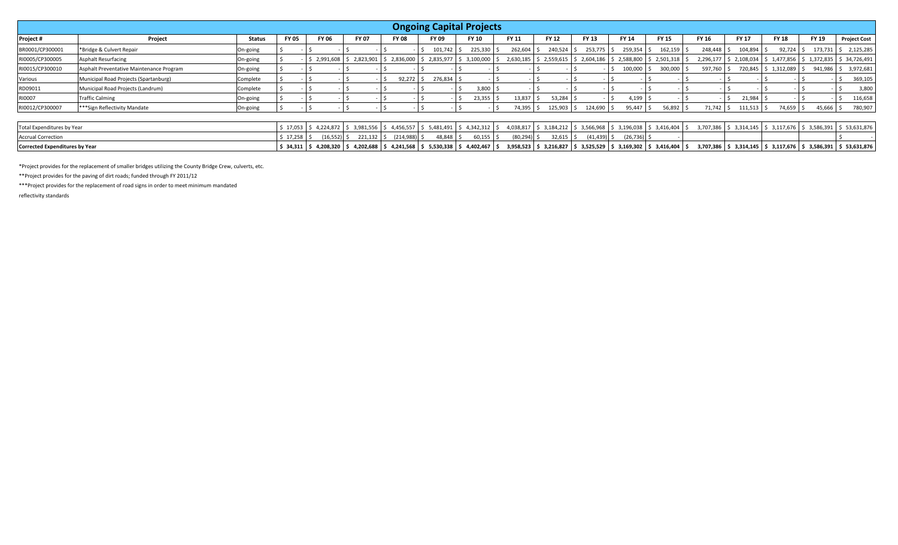# Ongoing Capital Projects

| Project # | Project | Status | FY 05 | FY 06 | FY 07 | FY 08 | FY 09 | FY 10 | FY 11 | FY 12 | FY 13 | FY 14 | FY 15 | FY 16 | FY 17 | FY 18 | FY 19 | Project Cost |
|---|---|---|---|---|---|---|---|---|---|---|---|---|---|---|---|---|---|---|
| BR0001/CP300001 | *Bridge & Culvert Repair | On-going | $ - | $ - | $ - | $ - | $ 101,742 | $ 225,330 | $ 262,604 | $ 240,524 | $ 253,775 | $ 259,354 | $ 162,159 | $ 248,448 | $ 104,894 | $ 92,724 | $ 173,731 | $ 2,125,285 |
| RI0005/CP300005 | Asphalt Resurfacing | On-going | $ - | $ 2,991,608 | $ 2,823,901 | $ 2,836,000 | $ 2,835,977 | $ 3,100,000 | $ 2,630,185 | $ 2,559,615 | $ 2,604,186 | $ 2,588,800 | $ 2,501,318 | $ 2,296,177 | $ 2,108,034 | $ 1,477,856 | $ 1,372,835 | $ 34,726,491 |
| RI0015/CP300010 | Asphalt Preventative Maintenance Program | On-going | $ - | $ - | $ - | $ - | $ - | $ - | $ - | $ - | $ - | $ 100,000 | $ 300,000 | $ 597,760 | $ 720,845 | $ 1,312,089 | $ 941,986 | $ 3,972,681 |
| Various | Municipal Road Projects (Spartanburg) | Complete | $ - | $ - | $ - | $ 92,272 | $ 276,834 | $ - | $ - | $ - | $ - | $ - | $ - | $ - | $ - | $ - | $ - | $ 369,105 |
| RD09011 | Municipal Road Projects (Landrum) | Complete | $ - | $ - | $ - | $ - | $ - | $ 3,800 | $ - | $ - | $ - | $ - | $ - | $ - | $ - | $ - | $ - | $ 3,800 |
| RI0007 | Traffic Calming | On-going | $ - | $ - | $ - | $ - | $ - | $ 23,355 | $ 13,837 | $ 53,284 | $ - | $ 4,199 | $ - | $ - | $ 21,984 | $ - | $ - | $ 116,658 |
| RI0012/CP300007 | ***Sign Reflectivity Mandate | On-going | $ - | $ - | $ - | $ - | $ - | $ - | $ 74,395 | $ 125,903 | $ 124,690 | $ 95,447 | $ 56,892 | $ 71,742 | $ 111,513 | $ 74,659 | $ 45,666 | $ 780,907 |
| | | | | | | | | | | | | | | | | | | |
| Total Expenditures by Year | | | $ 17,053 | $ 4,224,872 | $ 3,981,556 | $ 4,456,557 | $ 5,481,491 | $ 4,342,312 | $ 4,038,817 | $ 3,184,212 | $ 3,566,968 | $ 3,196,038 | $ 3,416,404 | $ 3,707,386 | $ 3,314,145 | $ 3,117,676 | $ 3,586,391 | $ 53,631,876 |
| Accrual Correction | | | $ 17,258 | $ (16,552) | $ 221,132 | $ (214,988) | $ 48,848 | $ 60,155 | $ (80,294) | $ 32,615 | $ (41,439) | $ (26,736) | $ - | | | | | $ - |
| **Corrected Expenditures by Year** | | | **$ 34,311** | **$ 4,208,320** | **$ 4,202,688** | **$ 4,241,568** | **$ 5,530,338** | **$ 4,402,467** | **$ 3,958,523** | **$ 3,216,827** | **$ 3,525,529** | **$ 3,169,302** | **$ 3,416,404** | **$ 3,707,386** | **$ 3,314,145** | **$ 3,117,676** | **$ 3,586,391** | **$ 53,631,876** |

*Project provides for the replacement of smaller bridges utilizing the County Bridge Crew, culverts, etc.

**Project provides for the paving of dirt roads; funded through FY 2011/12

***Project provides for the replacement of road signs in order to meet minimum mandated reflectivity standards